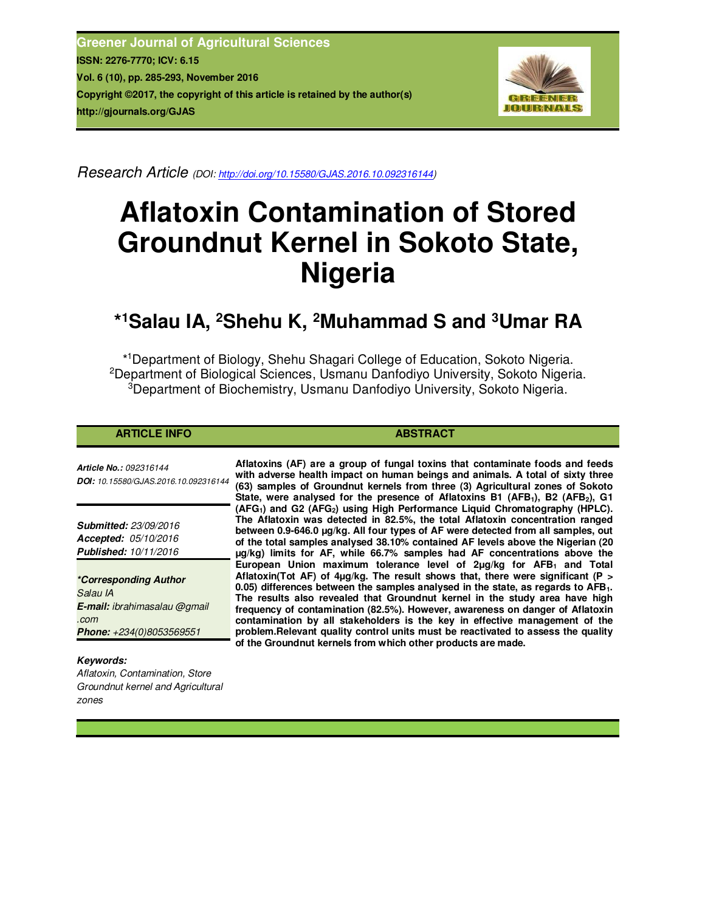Research Article (DOI: http://doi.org/10.15580/GJAS.2016.10.092316144)

# Aflatoxin Contamination of Stored Groundnut Kernel in Sokoto State, Nigeria

## *[1]Salau IA, [2]Shehu K, [2]Muhammad S and [3]Umar RA

*[1]Department of Biology, Shehu Shagari College of Education, Sokoto Nigeria.
[2]Department of Biological Sciences, Usmanu Danfodiyo University, Sokoto Nigeria.
[3]Department of Biochemistry, Usmanu Danfodiyo University, Sokoto Nigeria.

### ARTICLE INFO

*Article No.:* 092316144
*DOI:* 10.15580/GJAS.2016.10.092316144

*Submitted:* 23/09/2016
*Accepted:* 05/10/2016
*Published:* 10/11/2016

***Corresponding Author***
*Salau IA*
*E-mail:* ibrahimasalau @gmail .com
*Phone:* +234(0)8053569551

***Keywords:***
*Aflatoxin, Contamination, Store Groundnut kernel and Agricultural zones*

### ABSTRACT

**Aflatoxins (AF) are a group of fungal toxins that contaminate foods and feeds with adverse health impact on human beings and animals. A total of sixty three (63) samples of Groundnut kernels from three (3) Agricultural zones of Sokoto State, were analysed for the presence of Aflatoxins B1 ($AFB_1$), B2 ($AFB_2$), G1 ($AFG_1$) and G2 ($AFG_2$) using High Performance Liquid Chromatography (HPLC). The Aflatoxin was detected in 82.5%, the total Aflatoxin concentration ranged between 0.9-646.0 µg/kg. All four types of AF were detected from all samples, out of the total samples analysed 38.10% contained AF levels above the Nigerian (20 µg/kg) limits for AF, while 66.7% samples had AF concentrations above the European Union maximum tolerance level of 2µg/kg for $AFB_1$ and Total Aflatoxin(Tot AF) of 4µg/kg. The result shows that, there were significant ($P > 0.05$) differences between the samples analysed in the state, as regards to $AFB_1$. The results also revealed that Groundnut kernel in the study area have high frequency of contamination (82.5%). However, awareness on danger of Aflatoxin contamination by all stakeholders is the key in effective management of the problem.Relevant quality control units must be reactivated to assess the quality of the Groundnut kernels from which other products are made.**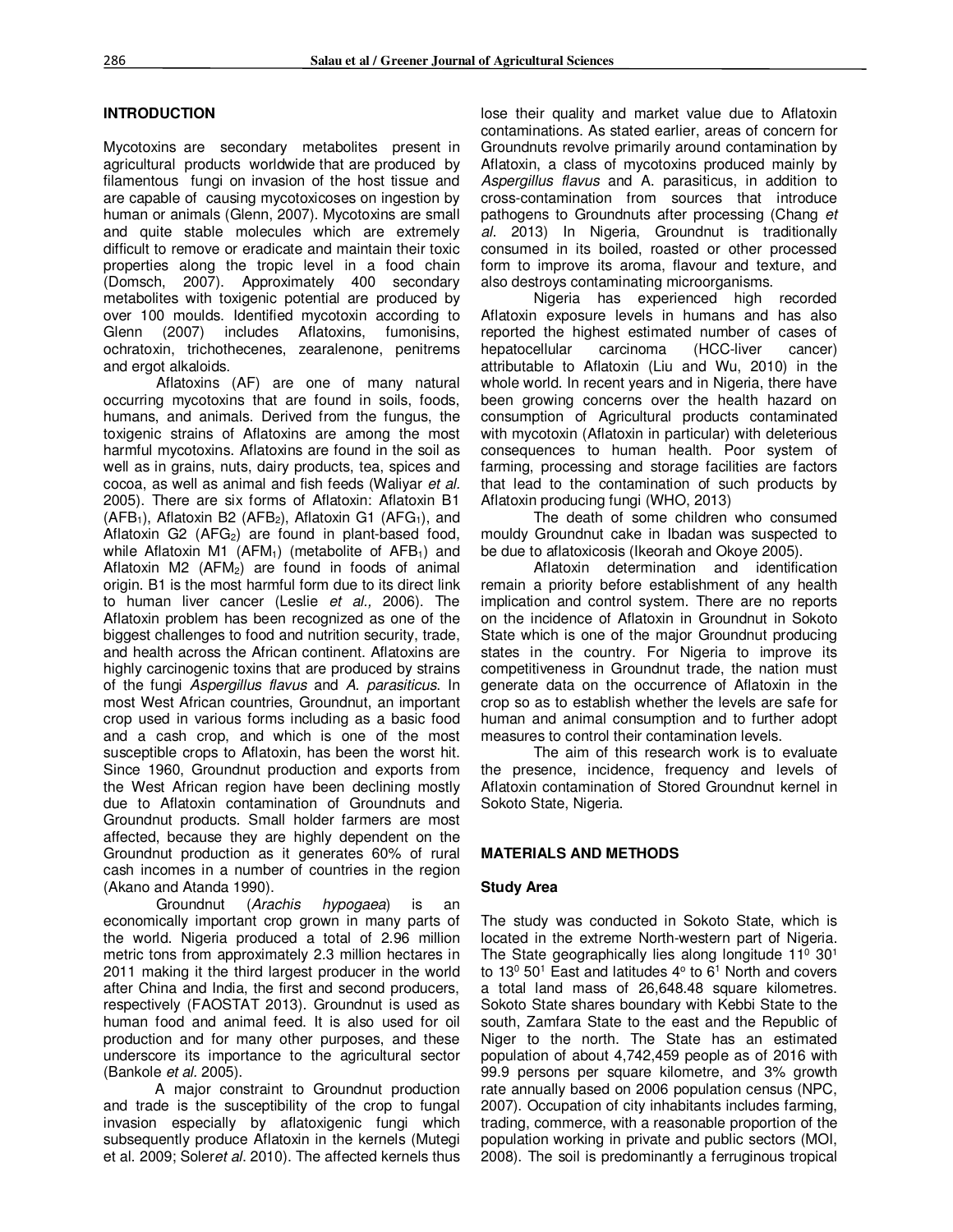## INTRODUCTION

Mycotoxins are secondary metabolites present in agricultural products worldwide that are produced by filamentous fungi on invasion of the host tissue and are capable of causing mycotoxicoses on ingestion by human or animals (Glenn, 2007). Mycotoxins are small and quite stable molecules which are extremely difficult to remove or eradicate and maintain their toxic properties along the tropic level in a food chain (Domsch, 2007). Approximately 400 secondary metabolites with toxigenic potential are produced by over 100 moulds. Identified mycotoxin according to Glenn (2007) includes Aflatoxins, fumonisins, ochratoxin, trichothecenes, zearalenone, penitrems and ergot alkaloids.

Aflatoxins (AF) are one of many natural occurring mycotoxins that are found in soils, foods, humans, and animals. Derived from the fungus, the toxigenic strains of Aflatoxins are among the most harmful mycotoxins. Aflatoxins are found in the soil as well as in grains, nuts, dairy products, tea, spices and cocoa, as well as animal and fish feeds (Waliyar *et al.* 2005). There are six forms of Aflatoxin: Aflatoxin B1 ($AFB_1$), Aflatoxin B2 ($AFB_2$), Aflatoxin G1 ($AFG_1$), and Aflatoxin G2 ($AFG_2$) are found in plant-based food, while Aflatoxin M1 ($AFM_1$) (metabolite of $AFB_1$) and Aflatoxin M2 ($AFM_2$) are found in foods of animal origin. B1 is the most harmful form due to its direct link to human liver cancer (Leslie *et al.,* 2006). The Aflatoxin problem has been recognized as one of the biggest challenges to food and nutrition security, trade, and health across the African continent. Aflatoxins are highly carcinogenic toxins that are produced by strains of the fungi *Aspergillus flavus* and *A. parasiticus*. In most West African countries, Groundnut, an important crop used in various forms including as a basic food and a cash crop, and which is one of the most susceptible crops to Aflatoxin, has been the worst hit. Since 1960, Groundnut production and exports from the West African region have been declining mostly due to Aflatoxin contamination of Groundnuts and Groundnut products. Small holder farmers are most affected, because they are highly dependent on the Groundnut production as it generates 60% of rural cash incomes in a number of countries in the region (Akano and Atanda 1990).

Groundnut (*Arachis hypogaea*) is an economically important crop grown in many parts of the world. Nigeria produced a total of 2.96 million metric tons from approximately 2.3 million hectares in 2011 making it the third largest producer in the world after China and India, the first and second producers, respectively (FAOSTAT 2013). Groundnut is used as human food and animal feed. It is also used for oil production and for many other purposes, and these underscore its importance to the agricultural sector (Bankole *et al.* 2005).

A major constraint to Groundnut production and trade is the susceptibility of the crop to fungal invasion especially by aflatoxigenic fungi which subsequently produce Aflatoxin in the kernels (Mutegi et al. 2009; Soler*et al*. 2010). The affected kernels thus lose their quality and market value due to Aflatoxin contaminations. As stated earlier, areas of concern for Groundnuts revolve primarily around contamination by Aflatoxin, a class of mycotoxins produced mainly by *Aspergillus flavus* and A. parasiticus, in addition to cross-contamination from sources that introduce pathogens to Groundnuts after processing (Chang *et al*. 2013) In Nigeria, Groundnut is traditionally consumed in its boiled, roasted or other processed form to improve its aroma, flavour and texture, and also destroys contaminating microorganisms.

Nigeria has experienced high recorded Aflatoxin exposure levels in humans and has also reported the highest estimated number of cases of hepatocellular carcinoma (HCC-liver cancer) attributable to Aflatoxin (Liu and Wu, 2010) in the whole world. In recent years and in Nigeria, there have been growing concerns over the health hazard on consumption of Agricultural products contaminated with mycotoxin (Aflatoxin in particular) with deleterious consequences to human health. Poor system of farming, processing and storage facilities are factors that lead to the contamination of such products by Aflatoxin producing fungi (WHO, 2013)

The death of some children who consumed mouldy Groundnut cake in Ibadan was suspected to be due to aflatoxicosis (Ikeorah and Okoye 2005).

Aflatoxin determination and identification remain a priority before establishment of any health implication and control system. There are no reports on the incidence of Aflatoxin in Groundnut in Sokoto State which is one of the major Groundnut producing states in the country. For Nigeria to improve its competitiveness in Groundnut trade, the nation must generate data on the occurrence of Aflatoxin in the crop so as to establish whether the levels are safe for human and animal consumption and to further adopt measures to control their contamination levels.

The aim of this research work is to evaluate the presence, incidence, frequency and levels of Aflatoxin contamination of Stored Groundnut kernel in Sokoto State, Nigeria.

## MATERIALS AND METHODS

### Study Area

The study was conducted in Sokoto State, which is located in the extreme North-western part of Nigeria. The State geographically lies along longitude $11^0$ $30^1$ to $13^0$ $50^1$ East and latitudes $4^o$ to $6^1$ North and covers a total land mass of 26,648.48 square kilometres. Sokoto State shares boundary with Kebbi State to the south, Zamfara State to the east and the Republic of Niger to the north. The State has an estimated population of about 4,742,459 people as of 2016 with 99.9 persons per square kilometre, and 3% growth rate annually based on 2006 population census (NPC, 2007). Occupation of city inhabitants includes farming, trading, commerce, with a reasonable proportion of the population working in private and public sectors (MOI, 2008). The soil is predominantly a ferruginous tropical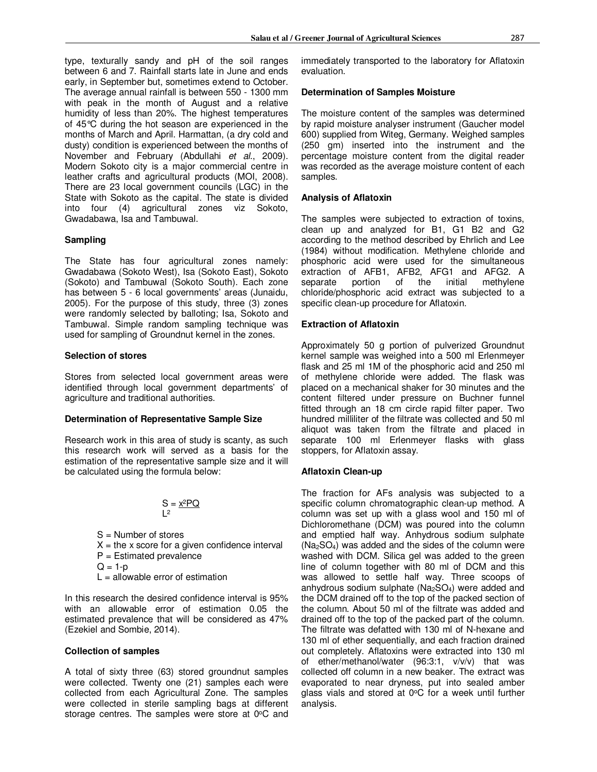type, texturally sandy and pH of the soil ranges between 6 and 7. Rainfall starts late in June and ends early, in September but, sometimes extend to October. The average annual rainfall is between 550 - 1300 mm with peak in the month of August and a relative humidity of less than 20%. The highest temperatures of 45°C during the hot season are experienced in the months of March and April. Harmattan, (a dry cold and dusty) condition is experienced between the months of November and February (Abdullahi *et al*., 2009). Modern Sokoto city is a major commercial centre in leather crafts and agricultural products (MOI, 2008). There are 23 local government councils (LGC) in the State with Sokoto as the capital. The state is divided into four (4) agricultural zones viz Sokoto, Gwadabawa, Isa and Tambuwal.

### Sampling

The State has four agricultural zones namely: Gwadabawa (Sokoto West), Isa (Sokoto East), Sokoto (Sokoto) and Tambuwal (Sokoto South). Each zone has between 5 - 6 local governments' areas (Junaidu, 2005). For the purpose of this study, three (3) zones were randomly selected by balloting; Isa, Sokoto and Tambuwal. Simple random sampling technique was used for sampling of Groundnut kernel in the zones.

### Selection of stores

Stores from selected local government areas were identified through local government departments' of agriculture and traditional authorities.

### Determination of Representative Sample Size

Research work in this area of study is scanty, as such this research work will served as a basis for the estimation of the representative sample size and it will be calculated using the formula below:

$$S = \frac{x^2PQ}{L^2}$$

S = Number of stores
X = the x score for a given confidence interval
P = Estimated prevalence
Q = 1-p
L = allowable error of estimation

In this research the desired confidence interval is 95% with an allowable error of estimation 0.05 the estimated prevalence that will be considered as 47% (Ezekiel and Sombie, 2014).

### Collection of samples

A total of sixty three (63) stored groundnut samples were collected. Twenty one (21) samples each were collected from each Agricultural Zone. The samples were collected in sterile sampling bags at different storage centres. The samples were store at 0°C and immediately transported to the laboratory for Aflatoxin evaluation.

### Determination of Samples Moisture

The moisture content of the samples was determined by rapid moisture analyser instrument (Gaucher model 600) supplied from Witeg, Germany. Weighed samples (250 gm) inserted into the instrument and the percentage moisture content from the digital reader was recorded as the average moisture content of each samples.

### Analysis of Aflatoxin

The samples were subjected to extraction of toxins, clean up and analyzed for B1, G1 B2 and G2 according to the method described by Ehrlich and Lee (1984) without modification. Methylene chloride and phosphoric acid were used for the simultaneous extraction of AFB1, AFB2, AFG1 and AFG2. A separate portion of the initial methylene chloride/phosphoric acid extract was subjected to a specific clean-up procedure for Aflatoxin.

### Extraction of Aflatoxin

Approximately 50 g portion of pulverized Groundnut kernel sample was weighed into a 500 ml Erlenmeyer flask and 25 ml 1M of the phosphoric acid and 250 ml of methylene chloride were added. The flask was placed on a mechanical shaker for 30 minutes and the content filtered under pressure on Buchner funnel fitted through an 18 cm circle rapid filter paper. Two hundred milliliter of the filtrate was collected and 50 ml aliquot was taken from the filtrate and placed in separate 100 ml Erlenmeyer flasks with glass stoppers, for Aflatoxin assay.

### Aflatoxin Clean-up

The fraction for AFs analysis was subjected to a specific column chromatographic clean-up method. A column was set up with a glass wool and 150 ml of Dichloromethane (DCM) was poured into the column and emptied half way. Anhydrous sodium sulphate ($Na_2SO_4$) was added and the sides of the column were washed with DCM. Silica gel was added to the green line of column together with 80 ml of DCM and this was allowed to settle half way. Three scoops of anhydrous sodium sulphate ($Na_2SO_4$) were added and the DCM drained off to the top of the packed section of the column. About 50 ml of the filtrate was added and drained off to the top of the packed part of the column. The filtrate was defatted with 130 ml of N-hexane and 130 ml of ether sequentially, and each fraction drained out completely. Aflatoxins were extracted into 130 ml of ether/methanol/water (96:3:1, v/v/v) that was collected off column in a new beaker. The extract was evaporated to near dryness, put into sealed amber glass vials and stored at 0°C for a week until further analysis.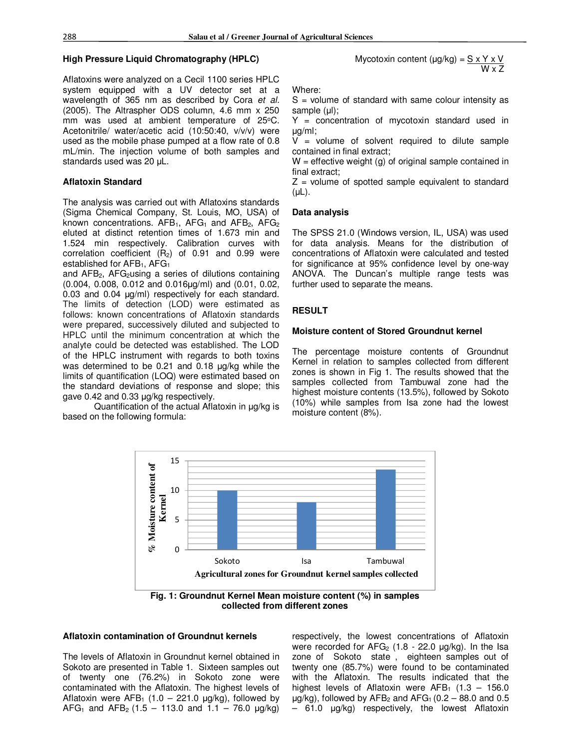### High Pressure Liquid Chromatography (HPLC)

Aflatoxins were analyzed on a Cecil 1100 series HPLC system equipped with a UV detector set at a wavelength of 365 nm as described by Cora *et al.* (2005). The Altraspher ODS column, 4.6 mm x 250 mm was used at ambient temperature of 25°C. Acetonitrile/ water/acetic acid (10:50:40, v/v/v) were used as the mobile phase pumped at a flow rate of 0.8 mL/min. The injection volume of both samples and standards used was 20 µL.

### Aflatoxin Standard

The analysis was carried out with Aflatoxins standards (Sigma Chemical Company, St. Louis, MO, USA) of known concentrations. $AFB_1$, $AFG_1$ and $AFB_2$, $AFG_2$ eluted at distinct retention times of 1.673 min and 1.524 min respectively. Calibration curves with correlation coefficient ($R_2$) of 0.91 and 0.99 were established for $AFB_1$, $AFG_1$ and $AFB_2$, $AFG_2$using a series of dilutions containing (0.004, 0.008, 0.012 and 0.016µg/ml) and (0.01, 0.02, 0.03 and 0.04 µg/ml) respectively for each standard. The limits of detection (LOD) were estimated as follows: known concentrations of Aflatoxin standards were prepared, successively diluted and subjected to HPLC until the minimum concentration at which the analyte could be detected was established. The LOD of the HPLC instrument with regards to both toxins was determined to be 0.21 and 0.18 µg/kg while the limits of quantification (LOQ) were estimated based on the standard deviations of response and slope; this gave 0.42 and 0.33 µg/kg respectively.

Quantification of the actual Aflatoxin in µg/kg is based on the following formula:

$$\text{Mycotoxin content } (\mu g/kg) = \frac{S \times Y \times V}{W \times Z}$$

Where:
S = volume of standard with same colour intensity as sample (µl);
Y = concentration of mycotoxin standard used in µg/ml;
V = volume of solvent required to dilute sample contained in final extract;
W = effective weight (g) of original sample contained in final extract;
Z = volume of spotted sample equivalent to standard (µL).

### Data analysis

The SPSS 21.0 (Windows version, IL, USA) was used for data analysis. Means for the distribution of concentrations of Aflatoxin were calculated and tested for significance at 95% confidence level by one-way ANOVA. The Duncan's multiple range tests was further used to separate the means.

## RESULT

### Moisture content of Stored Groundnut kernel

The percentage moisture contents of Groundnut Kernel in relation to samples collected from different zones is shown in Fig 1. The results showed that the samples collected from Tambuwal zone had the highest moisture contents (13.5%), followed by Sokoto (10%) while samples from Isa zone had the lowest moisture content (8%).

**Fig. 1: Groundnut Kernel Mean moisture content (%) in samples collected from different zones**

### Aflatoxin contamination of Groundnut kernels

The levels of Aflatoxin in Groundnut kernel obtained in Sokoto are presented in Table 1. Sixteen samples out of twenty one (76.2%) in Sokoto zone were contaminated with the Aflatoxin. The highest levels of Aflatoxin were $AFB_1$ (1.0 – 221.0 µg/kg), followed by $AFG_1$ and $AFB_2$ (1.5 – 113.0 and 1.1 – 76.0 µg/kg) respectively, the lowest concentrations of Aflatoxin were recorded for $AFG_2$ (1.8 - 22.0 µg/kg). In the Isa zone of Sokoto state , eighteen samples out of twenty one (85.7%) were found to be contaminated with the Aflatoxin. The results indicated that the highest levels of Aflatoxin were $AFB_1$ (1.3 – 156.0 µg/kg), followed by $AFB_2$ and $AFG_1$ (0.2 – 88.0 and 0.5 – 61.0 µg/kg) respectively, the lowest Aflatoxin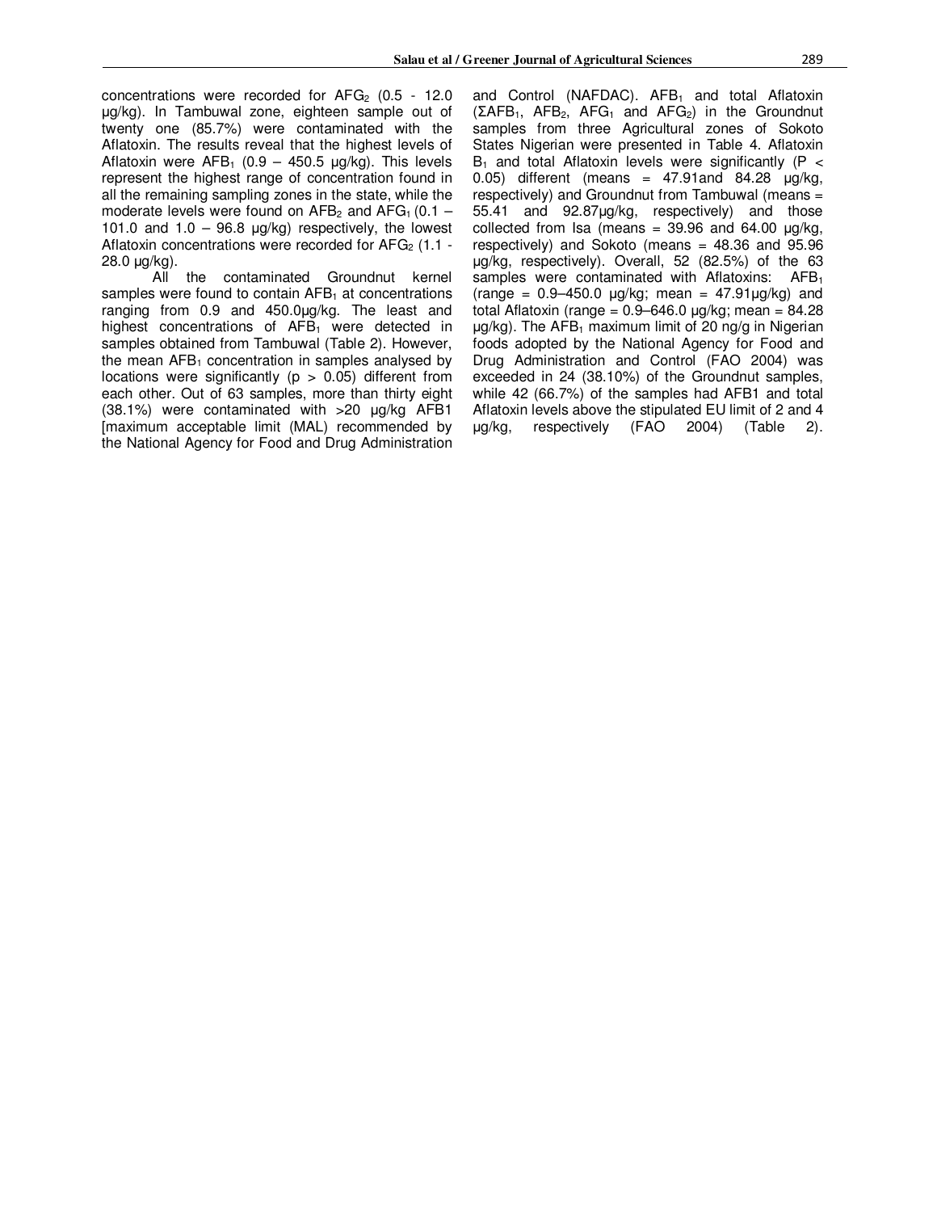concentrations were recorded for $AFG_2$ (0.5 - 12.0 μg/kg). In Tambuwal zone, eighteen sample out of twenty one (85.7%) were contaminated with the Aflatoxin. The results reveal that the highest levels of Aflatoxin were $AFB_1$ (0.9 – 450.5 μg/kg). This levels represent the highest range of concentration found in all the remaining sampling zones in the state, while the moderate levels were found on $AFB_2$ and $AFG_1$ (0.1 – 101.0 and 1.0 – 96.8 μg/kg) respectively, the lowest Aflatoxin concentrations were recorded for $AFG_2$ (1.1 - 28.0 μg/kg).

All the contaminated Groundnut kernel samples were found to contain $AFB_1$ at concentrations ranging from 0.9 and 450.0μg/kg. The least and highest concentrations of $AFB_1$ were detected in samples obtained from Tambuwal (Table 2). However, the mean $AFB_1$ concentration in samples analysed by locations were significantly ($p > 0.05$) different from each other. Out of 63 samples, more than thirty eight (38.1%) were contaminated with >20 μg/kg AFB1 [maximum acceptable limit (MAL) recommended by the National Agency for Food and Drug Administration and Control (NAFDAC). $AFB_1$ and total Aflatoxin ($\Sigma AFB_1$, $AFB_2$, $AFG_1$ and $AFG_2$) in the Groundnut samples from three Agricultural zones of Sokoto States Nigerian were presented in Table 4. Aflatoxin $B_1$ and total Aflatoxin levels were significantly ($P < 0.05$) different (means = 47.91and 84.28 μg/kg, respectively) and Groundnut from Tambuwal (means = 55.41 and 92.87μg/kg, respectively) and those collected from Isa (means = 39.96 and 64.00 μg/kg, respectively) and Sokoto (means = 48.36 and 95.96 μg/kg, respectively). Overall, 52 (82.5%) of the 63 samples were contaminated with Aflatoxins: $AFB_1$ (range = 0.9–450.0 μg/kg; mean = 47.91μg/kg) and total Aflatoxin (range = 0.9–646.0 μg/kg; mean = 84.28 μg/kg). The $AFB_1$ maximum limit of 20 ng/g in Nigerian foods adopted by the National Agency for Food and Drug Administration and Control (FAO 2004) was exceeded in 24 (38.10%) of the Groundnut samples, while 42 (66.7%) of the samples had AFB1 and total Aflatoxin levels above the stipulated EU limit of 2 and 4 μg/kg, respectively (FAO 2004) (Table 2).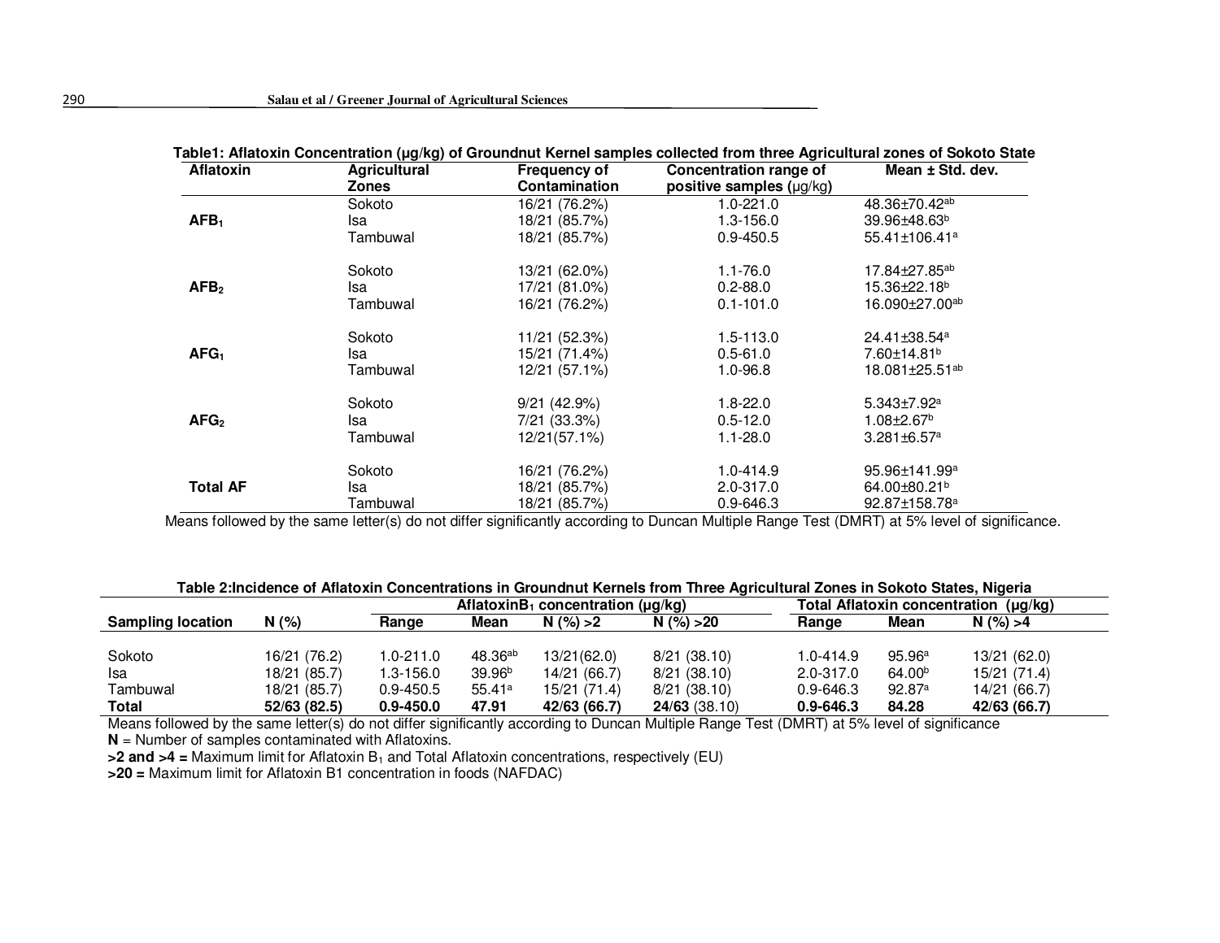**Table1: Aflatoxin Concentration (μg/kg) of Groundnut Kernel samples collected from three Agricultural zones of Sokoto State**

| Aflatoxin | Agricultural Zones | Frequency of Contamination | Concentration range of positive samples (μg/kg) | Mean ± Std. dev. |
|---|---|---|---|---|
| | Sokoto | 16/21 (76.2%) | 1.0-221.0 | 48.36±70.42[ab] |
| $AFB_1$ | Isa | 18/21 (85.7%) | 1.3-156.0 | 39.96±48.63[b] |
| | Tambuwal | 18/21 (85.7%) | 0.9-450.5 | 55.41±106.41[a] |
| | Sokoto | 13/21 (62.0%) | 1.1-76.0 | 17.84±27.85[ab] |
| $AFB_2$ | Isa | 17/21 (81.0%) | 0.2-88.0 | 15.36±22.18[b] |
| | Tambuwal | 16/21 (76.2%) | 0.1-101.0 | 16.090±27.00[ab] |
| | Sokoto | 11/21 (52.3%) | 1.5-113.0 | 24.41±38.54[a] |
| $AFG_1$ | Isa | 15/21 (71.4%) | 0.5-61.0 | 7.60±14.81[b] |
| | Tambuwal | 12/21 (57.1%) | 1.0-96.8 | 18.081±25.51[ab] |
| | Sokoto | 9/21 (42.9%) | 1.8-22.0 | 5.343±7.92[a] |
| $AFG_2$ | Isa | 7/21 (33.3%) | 0.5-12.0 | 1.08±2.67[b] |
| | Tambuwal | 12/21(57.1%) | 1.1-28.0 | 3.281±6.57[a] |
| | Sokoto | 16/21 (76.2%) | 1.0-414.9 | 95.96±141.99[a] |
| **Total AF** | Isa | 18/21 (85.7%) | 2.0-317.0 | 64.00±80.21[b] |
| | Tambuwal | 18/21 (85.7%) | 0.9-646.3 | 92.87±158.78[a] |

Means followed by the same letter(s) do not differ significantly according to Duncan Multiple Range Test (DMRT) at 5% level of significance.

**Table 2:Incidence of Aflatoxin Concentrations in Groundnut Kernels from Three Agricultural Zones in Sokoto States, Nigeria**

| | | Aflatoxin$B_1$ concentration (μg/kg) | | | | Total Aflatoxin concentration (μg/kg) | | |
|---|---|---|---|---|---|---|---|---|
| **Sampling location** | **N (%)** | **Range** | **Mean** | **N (%) >2** | **N (%) >20** | **Range** | **Mean** | **N (%) >4** |
| Sokoto | 16/21 (76.2) | 1.0-211.0 | 48.36[ab] | 13/21(62.0) | 8/21 (38.10) | 1.0-414.9 | 95.96[a] | 13/21 (62.0) |
| Isa | 18/21 (85.7) | 1.3-156.0 | 39.96[b] | 14/21 (66.7) | 8/21 (38.10) | 2.0-317.0 | 64.00[b] | 15/21 (71.4) |
| Tambuwal | 18/21 (85.7) | 0.9-450.5 | 55.41[a] | 15/21 (71.4) | 8/21 (38.10) | 0.9-646.3 | 92.87[a] | 14/21 (66.7) |
| **Total** | **52/63 (82.5)** | **0.9-450.0** | **47.91** | **42/63 (66.7)** | **24/63** (38.10) | **0.9-646.3** | **84.28** | **42/63 (66.7)** |

Means followed by the same letter(s) do not differ significantly according to Duncan Multiple Range Test (DMRT) at 5% level of significance
**N** = Number of samples contaminated with Aflatoxins.
**>2 and >4 =** Maximum limit for Aflatoxin $B_1$ and Total Aflatoxin concentrations, respectively (EU)
**>20 =** Maximum limit for Aflatoxin B1 concentration in foods (NAFDAC)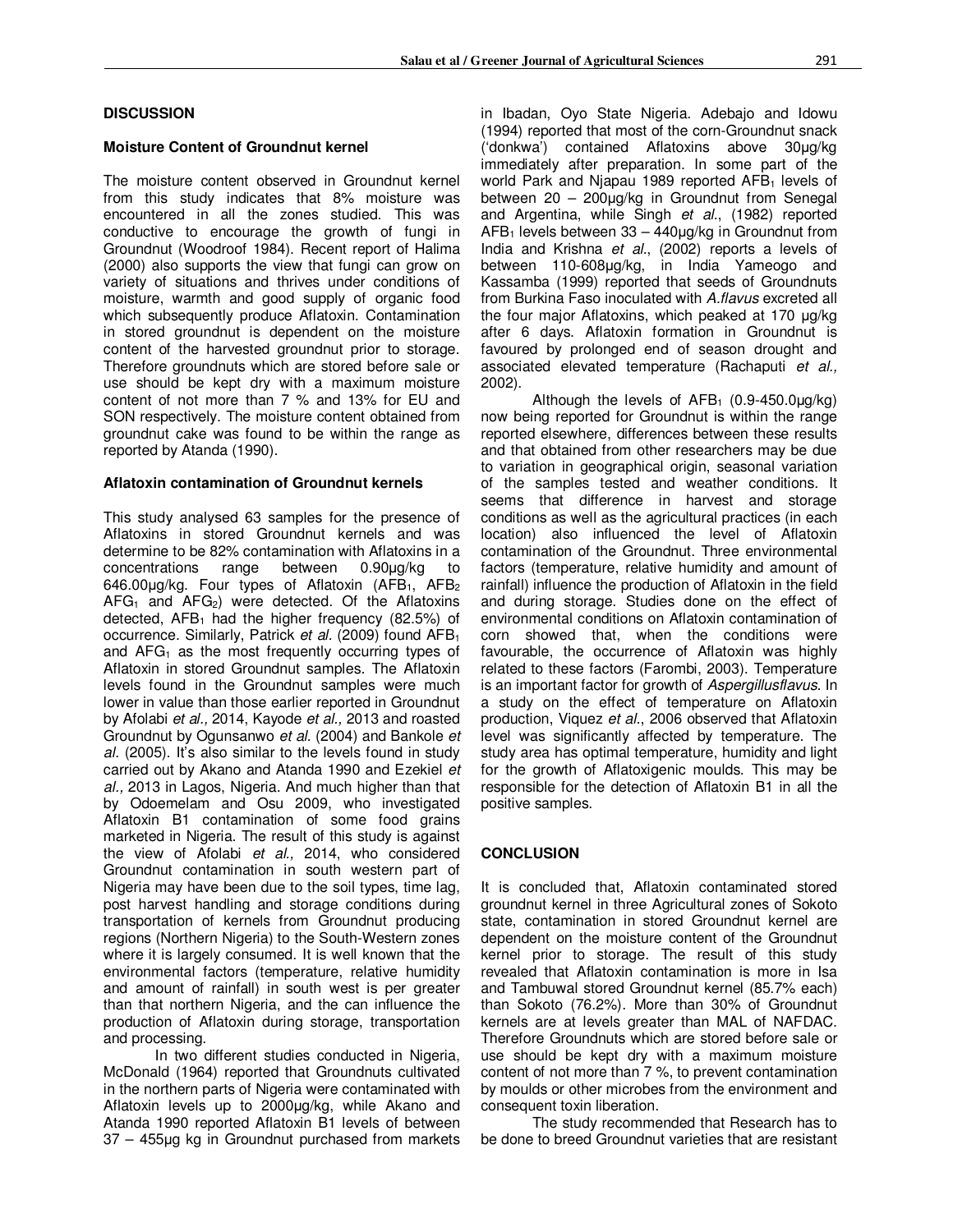## DISCUSSION

### Moisture Content of Groundnut kernel

The moisture content observed in Groundnut kernel from this study indicates that 8% moisture was encountered in all the zones studied. This was conductive to encourage the growth of fungi in Groundnut (Woodroof 1984). Recent report of Halima (2000) also supports the view that fungi can grow on variety of situations and thrives under conditions of moisture, warmth and good supply of organic food which subsequently produce Aflatoxin. Contamination in stored groundnut is dependent on the moisture content of the harvested groundnut prior to storage. Therefore groundnuts which are stored before sale or use should be kept dry with a maximum moisture content of not more than 7 % and 13% for EU and SON respectively. The moisture content obtained from groundnut cake was found to be within the range as reported by Atanda (1990).

### Aflatoxin contamination of Groundnut kernels

This study analysed 63 samples for the presence of Aflatoxins in stored Groundnut kernels and was determine to be 82% contamination with Aflatoxins in a concentrations range between 0.90µg/kg to 646.00µg/kg. Four types of Aflatoxin ($AFB_1$, $AFB_2$ $AFG_1$ and $AFG_2$) were detected. Of the Aflatoxins detected, $AFB_1$ had the higher frequency (82.5%) of occurrence. Similarly, Patrick *et al.* (2009) found $AFB_1$ and $AFG_1$ as the most frequently occurring types of Aflatoxin in stored Groundnut samples. The Aflatoxin levels found in the Groundnut samples were much lower in value than those earlier reported in Groundnut by Afolabi *et al.,* 2014, Kayode *et al.,* 2013 and roasted Groundnut by Ogunsanwo *et al.* (2004) and Bankole *et al.* (2005). It's also similar to the levels found in study carried out by Akano and Atanda 1990 and Ezekiel *et al.,* 2013 in Lagos, Nigeria. And much higher than that by Odoemelam and Osu 2009, who investigated Aflatoxin B1 contamination of some food grains marketed in Nigeria. The result of this study is against the view of Afolabi *et al.,* 2014, who considered Groundnut contamination in south western part of Nigeria may have been due to the soil types, time lag, post harvest handling and storage conditions during transportation of kernels from Groundnut producing regions (Northern Nigeria) to the South-Western zones where it is largely consumed. It is well known that the environmental factors (temperature, relative humidity and amount of rainfall) in south west is per greater than that northern Nigeria, and the can influence the production of Aflatoxin during storage, transportation and processing.

In two different studies conducted in Nigeria, McDonald (1964) reported that Groundnuts cultivated in the northern parts of Nigeria were contaminated with Aflatoxin levels up to 2000µg/kg, while Akano and Atanda 1990 reported Aflatoxin B1 levels of between 37 – 455µg kg in Groundnut purchased from markets in Ibadan, Oyo State Nigeria. Adebajo and Idowu (1994) reported that most of the corn-Groundnut snack ('donkwa') contained Aflatoxins above 30µg/kg immediately after preparation. In some part of the world Park and Njapau 1989 reported $AFB_1$ levels of between 20 – 200µg/kg in Groundnut from Senegal and Argentina, while Singh *et al.*, (1982) reported $AFB_1$ levels between 33 – 440µg/kg in Groundnut from India and Krishna *et al.*, (2002) reports a levels of between 110-608µg/kg, in India Yameogo and Kassamba (1999) reported that seeds of Groundnuts from Burkina Faso inoculated with *A.flavus* excreted all the four major Aflatoxins, which peaked at 170 µg/kg after 6 days. Aflatoxin formation in Groundnut is favoured by prolonged end of season drought and associated elevated temperature (Rachaputi *et al.,* 2002).

Although the levels of $AFB_1$ (0.9-450.0µg/kg) now being reported for Groundnut is within the range reported elsewhere, differences between these results and that obtained from other researchers may be due to variation in geographical origin, seasonal variation of the samples tested and weather conditions. It seems that difference in harvest and storage conditions as well as the agricultural practices (in each location) also influenced the level of Aflatoxin contamination of the Groundnut. Three environmental factors (temperature, relative humidity and amount of rainfall) influence the production of Aflatoxin in the field and during storage. Studies done on the effect of environmental conditions on Aflatoxin contamination of corn showed that, when the conditions were favourable, the occurrence of Aflatoxin was highly related to these factors (Farombi, 2003). Temperature is an important factor for growth of *Aspergillusflavus*. In a study on the effect of temperature on Aflatoxin production, Viquez *et al.*, 2006 observed that Aflatoxin level was significantly affected by temperature. The study area has optimal temperature, humidity and light for the growth of Aflatoxigenic moulds. This may be responsible for the detection of Aflatoxin B1 in all the positive samples.

## CONCLUSION

It is concluded that, Aflatoxin contaminated stored groundnut kernel in three Agricultural zones of Sokoto state, contamination in stored Groundnut kernel are dependent on the moisture content of the Groundnut kernel prior to storage. The result of this study revealed that Aflatoxin contamination is more in Isa and Tambuwal stored Groundnut kernel (85.7% each) than Sokoto (76.2%). More than 30% of Groundnut kernels are at levels greater than MAL of NAFDAC. Therefore Groundnuts which are stored before sale or use should be kept dry with a maximum moisture content of not more than 7 %, to prevent contamination by moulds or other microbes from the environment and consequent toxin liberation.

The study recommended that Research has to be done to breed Groundnut varieties that are resistant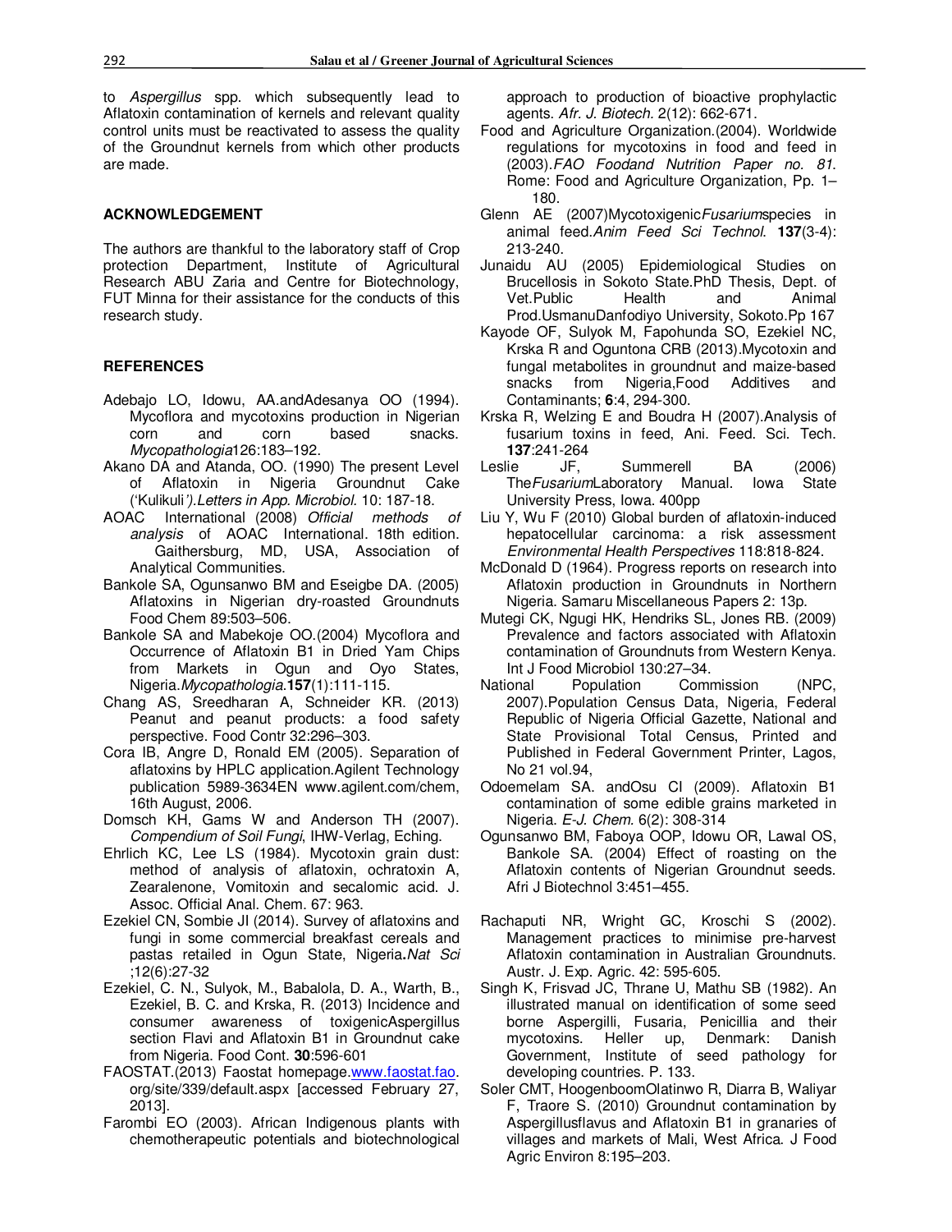to *Aspergillus* spp. which subsequently lead to Aflatoxin contamination of kernels and relevant quality control units must be reactivated to assess the quality of the Groundnut kernels from which other products are made.

## ACKNOWLEDGEMENT

The authors are thankful to the laboratory staff of Crop protection Department, Institute of Agricultural Research ABU Zaria and Centre for Biotechnology, FUT Minna for their assistance for the conducts of this research study.

## REFERENCES

Adebajo LO, Idowu, AA.andAdesanya OO (1994). Mycoflora and mycotoxins production in Nigerian corn and corn based snacks. *Mycopathologia*126:183–192.

Akano DA and Atanda, OO. (1990) The present Level of Aflatoxin in Nigeria Groundnut Cake ('Kulikuli*').Letters in App. Microbiol.* 10: 187-18.

AOAC International (2008) *Official methods of analysis* of AOAC International. 18th edition. Gaithersburg, MD, USA, Association of Analytical Communities.

Bankole SA, Ogunsanwo BM and Eseigbe DA. (2005) Aflatoxins in Nigerian dry-roasted Groundnuts Food Chem 89:503–506.

Bankole SA and Mabekoje OO.(2004) Mycoflora and Occurrence of Aflatoxin B1 in Dried Yam Chips from Markets in Ogun and Oyo States, Nigeria.*Mycopathologia*.**157**(1):111-115.

Chang AS, Sreedharan A, Schneider KR. (2013) Peanut and peanut products: a food safety perspective. Food Contr 32:296–303.

Cora IB, Angre D, Ronald EM (2005). Separation of aflatoxins by HPLC application.Agilent Technology publication 5989-3634EN www.agilent.com/chem, 16th August, 2006.

Domsch KH, Gams W and Anderson TH (2007). *Compendium of Soil Fungi*, IHW-Verlag, Eching.

Ehrlich KC, Lee LS (1984). Mycotoxin grain dust: method of analysis of aflatoxin, ochratoxin A, Zearalenone, Vomitoxin and secalomic acid. J. Assoc. Official Anal. Chem. 67: 963.

Ezekiel CN, Sombie JI (2014). Survey of aflatoxins and fungi in some commercial breakfast cereals and pastas retailed in Ogun State, Nigeria**.***Nat Sci* ;12(6):27-32

Ezekiel, C. N., Sulyok, M., Babalola, D. A., Warth, B., Ezekiel, B. C. and Krska, R. (2013) Incidence and consumer awareness of toxigenicAspergillus section Flavi and Aflatoxin B1 in Groundnut cake from Nigeria. Food Cont. **30**:596-601

FAOSTAT.(2013) Faostat homepage.www.faostat.fao.org/site/339/default.aspx [accessed February 27, 2013].

Farombi EO (2003). African Indigenous plants with chemotherapeutic potentials and biotechnological approach to production of bioactive prophylactic agents. *Afr. J. Biotech.* 2(12): 662-671.

Food and Agriculture Organization.(2004). Worldwide regulations for mycotoxins in food and feed in (2003).*FAO Foodand Nutrition Paper no. 81*. Rome: Food and Agriculture Organization, Pp. 1–180.

Glenn AE (2007)Mycotoxigenic*Fusarium*species in animal feed.*Anim Feed Sci Technol*. **137**(3-4): 213-240.

Junaidu AU (2005) Epidemiological Studies on Brucellosis in Sokoto State.PhD Thesis, Dept. of Vet.Public Health and Animal Prod.UsmanuDanfodiyo University, Sokoto.Pp 167

Kayode OF, Sulyok M, Fapohunda SO, Ezekiel NC, Krska R and Oguntona CRB (2013).Mycotoxin and fungal metabolites in groundnut and maize-based snacks from Nigeria,Food Additives and Contaminants; **6**:4, 294-300.

Krska R, Welzing E and Boudra H (2007).Analysis of fusarium toxins in feed, Ani. Feed. Sci. Tech. **137**:241-264

Leslie JF, Summerell BA (2006) The*Fusarium*Laboratory Manual. Iowa State University Press, Iowa. 400pp

Liu Y, Wu F (2010) Global burden of aflatoxin-induced hepatocellular carcinoma: a risk assessment *Environmental Health Perspectives* 118:818-824.

McDonald D (1964). Progress reports on research into Aflatoxin production in Groundnuts in Northern Nigeria. Samaru Miscellaneous Papers 2: 13p.

Mutegi CK, Ngugi HK, Hendriks SL, Jones RB. (2009) Prevalence and factors associated with Aflatoxin contamination of Groundnuts from Western Kenya. Int J Food Microbiol 130:27–34.

National Population Commission (NPC, 2007).Population Census Data, Nigeria, Federal Republic of Nigeria Official Gazette, National and State Provisional Total Census, Printed and Published in Federal Government Printer, Lagos, No 21 vol.94,

Odoemelam SA. andOsu CI (2009). Aflatoxin B1 contamination of some edible grains marketed in Nigeria. *E-J. Chem.* 6(2): 308-314

Ogunsanwo BM, Faboya OOP, Idowu OR, Lawal OS, Bankole SA. (2004) Effect of roasting on the Aflatoxin contents of Nigerian Groundnut seeds. Afri J Biotechnol 3:451–455.

Rachaputi NR, Wright GC, Kroschi S (2002). Management practices to minimise pre-harvest Aflatoxin contamination in Australian Groundnuts. Austr. J. Exp. Agric. 42: 595-605.

Singh K, Frisvad JC, Thrane U, Mathu SB (1982). An illustrated manual on identification of some seed borne Aspergilli, Fusaria, Penicillia and their mycotoxins. Heller up, Denmark: Danish Government, Institute of seed pathology for developing countries. P. 133.

Soler CMT, HoogenboomOlatinwo R, Diarra B, Waliyar F, Traore S. (2010) Groundnut contamination by Aspergillusflavus and Aflatoxin B1 in granaries of villages and markets of Mali, West Africa. J Food Agric Environ 8:195–203.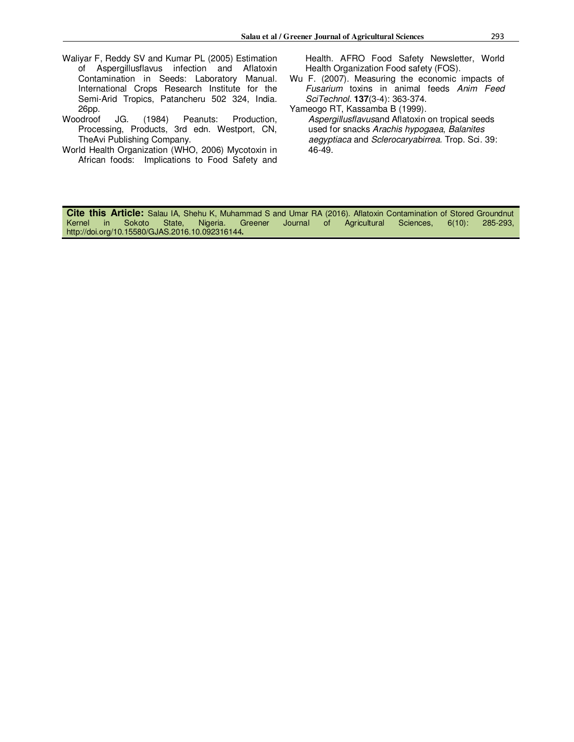Waliyar F, Reddy SV and Kumar PL (2005) Estimation of Aspergillusflavus infection and Aflatoxin Contamination in Seeds: Laboratory Manual. International Crops Research Institute for the Semi-Arid Tropics, Patancheru 502 324, India. 26pp.

Woodroof JG. (1984) Peanuts: Production, Processing, Products, 3rd edn. Westport, CN, TheAvi Publishing Company.

World Health Organization (WHO, 2006) Mycotoxin in African foods: Implications to Food Safety and Health. AFRO Food Safety Newsletter, World Health Organization Food safety (FOS).

Wu F. (2007). Measuring the economic impacts of *Fusarium* toxins in animal feeds *Anim Feed SciTechnol*. **137**(3-4): 363-374.

Yameogo RT, Kassamba B (1999). *Aspergillusflavus*and Aflatoxin on tropical seeds used for snacks *Arachis hypogaea*, *Balanites aegyptiaca* and *Sclerocaryabirrea*. Trop. Sci. 39: 46-49.

**Cite this Article:** Salau IA, Shehu K, Muhammad S and Umar RA (2016). Aflatoxin Contamination of Stored Groundnut Kernel in Sokoto State, Nigeria. Greener Journal of Agricultural Sciences, 6(10): 285-293, http://doi.org/10.15580/GJAS.2016.10.092316144**.**